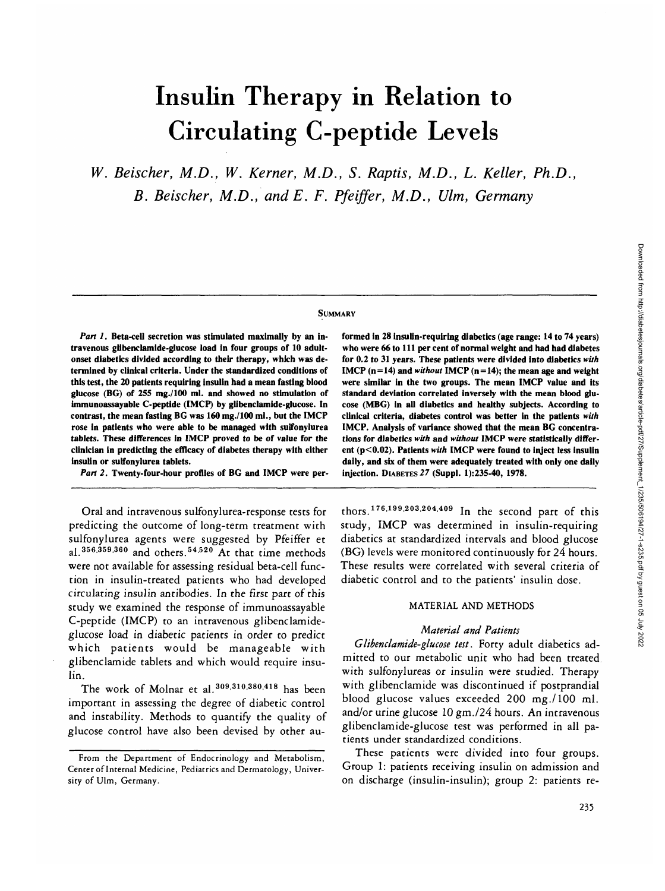# Insulin Therapy in Relation to Circulating C-peptide Levels

*W. Beischer, M.D., W. Kerner, M.D., S. Raptis, M.D., L. Keller, Ph.D., B. Beischer, M.D., and E. F. Pfeiffer, M.D., Ulm, Germany*

## Summary

***Part 1.*** **Beta-cell secretion was stimulated maximally by an intravenous glibenclamide-glucose load in four groups of 10 adult-onset diabetics divided according to their therapy, which was determined by clinical criteria. Under the standardized conditions of this test, the 20 patients requiring insulin had a mean fasting blood glucose (BG) of 255 mg./100 ml. and showed no stimulation of immunoassayable C-peptide (IMCP) by glibenclamide-glucose. In contrast, the mean fasting BG was 160 mg./100 ml., but the IMCP rose in patients who were able to be managed with sulfonylurea tablets. These differences in IMCP proved to be of value for the clinician in predicting the efficacy of diabetes therapy with either insulin or sulfonylurea tablets.**

***Part 2.*** **Twenty-four-hour profiles of BG and IMCP were performed in 28 insulin-requiring diabetics (age range: 14 to 74 years) who were 66 to 111 per cent of normal weight and had had diabetes for 0.2 to 31 years. These patients were divided into diabetics *with* IMCP (n=14) and *without* IMCP (n=14); the mean age and weight were similar in the two groups. The mean IMCP value and its standard deviation correlated inversely with the mean blood glucose (MBG) in all diabetics and healthy subjects. According to clinical criteria, diabetes control was better in the patients *with* IMCP. Analysis of variance showed that the mean BG concentrations for diabetics *with* and *without* IMCP were statistically different ($p<0.02$). Patients *with* IMCP were found to inject less insulin daily, and six of them were adequately treated with only one daily injection.** DIABETES 27 (Suppl. 1):235-40, 1978.

Oral and intravenous sulfonylurea-response tests for predicting the outcome of long-term treatment with sulfonylurea agents were suggested by Pfeiffer et al.[356,359,360] and others.[54,520] At that time methods were not available for assessing residual beta-cell function in insulin-treated patients who had developed circulating insulin antibodies. In the first part of this study we examined the response of immunoassayable C-peptide (IMCP) to an intravenous glibenclamide-glucose load in diabetic patients in order to predict which patients would be manageable with glibenclamide tablets and which would require insulin.

The work of Molnar et al.[309,310,380,418] has been important in assessing the degree of diabetic control and instability. Methods to quantify the quality of glucose control have also been devised by other authors.[176,199,203,204,409] In the second part of this study, IMCP was determined in insulin-requiring diabetics at standardized intervals and blood glucose (BG) levels were monitored continuously for 24 hours. These results were correlated with several criteria of diabetic control and to the patients' insulin dose.

From the Department of Endocrinology and Metabolism, Center of Internal Medicine, Pediatrics and Dermatology, University of Ulm, Germany.

## MATERIAL AND METHODS

### *Material and Patients*

*Glibenclamide-glucose test.* Forty adult diabetics admitted to our metabolic unit who had been treated with sulfonylureas or insulin were studied. Therapy with glibenclamide was discontinued if postprandial blood glucose values exceeded 200 mg./100 ml. and/or urine glucose 10 gm./24 hours. An intravenous glibenclamide-glucose test was performed in all patients under standardized conditions.

These patients were divided into four groups. Group 1: patients receiving insulin on admission and on discharge (insulin-insulin); group 2: patients re-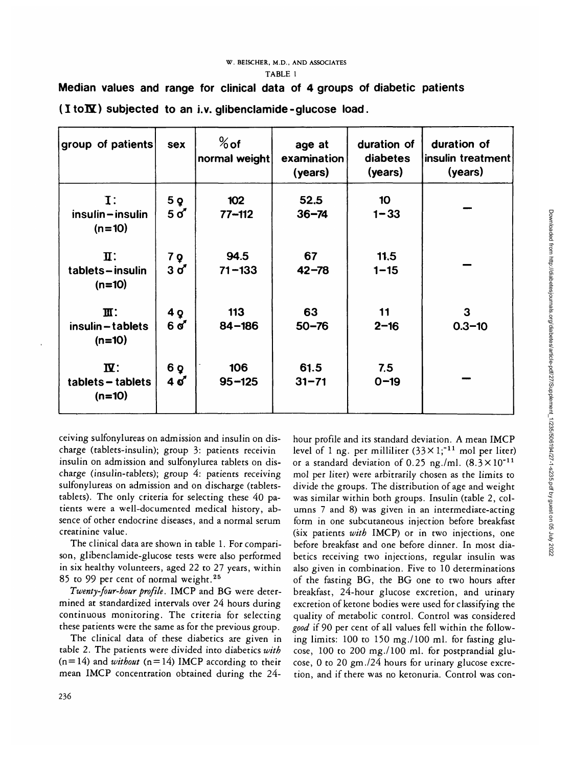TABLE 1

**Median values and range for clinical data of 4 groups of diabetic patients (I to IV) subjected to an i.v. glibenclamide-glucose load.**

| group of patients | sex | % of normal weight | age at examination (years) | duration of diabetes (years) | duration of insulin treatment (years) |
|---|---|---|---|---|---|
| I: insulin–insulin (n=10) | 5 ♀ 5 ♂ | 102 77–112 | 52.5 36–74 | 10 1–33 | — |
| II: tablets–insulin (n=10) | 7 ♀ 3 ♂ | 94.5 71–133 | 67 42–78 | 11.5 1–15 | — |
| III: insulin–tablets (n=10) | 4 ♀ 6 ♂ | 113 84–186 | 63 50–76 | 11 2–16 | 3 0.3–10 |
| IV: tablets–tablets (n=10) | 6 ♀ 4 ♂ | 106 95–125 | 61.5 31–71 | 7.5 0–19 | — |

ceiving sulfonylureas on admission and insulin on discharge (tablets-insulin); group 3: patients receivin insulin on admission and sulfonylurea tablets on discharge (insulin-tablets); group 4: patients receiving sulfonylureas on admission and on discharge (tablets-tablets). The only criteria for selecting these 40 patients were a well-documented medical history, absence of other endocrine diseases, and a normal serum creatinine value.

The clinical data are shown in table 1. For comparison, glibenclamide-glucose tests were also performed in six healthy volunteers, aged 22 to 27 years, within 85 to 99 per cent of normal weight.[25]

*Twenty-four-hour profile.* IMCP and BG were determined at standardized intervals over 24 hours during continuous monitoring. The criteria for selecting these patients were the same as for the previous group.

The clinical data of these diabetics are given in table 2. The patients were divided into diabetics *with* (n=14) and *without* (n=14) IMCP according to their mean IMCP concentration obtained during the 24-hour profile and its standard deviation. A mean IMCP level of 1 ng. per milliliter ($33 \times 1;^{-11}$ mol per liter) or a standard deviation of 0.25 ng./ml. ($8.3 \times 10^{-11}$ mol per liter) were arbitrarily chosen as the limits to divide the groups. The distribution of age and weight was similar within both groups. Insulin (table 2, columns 7 and 8) was given in an intermediate-acting form in one subcutaneous injection before breakfast (six patients *with* IMCP) or in two injections, one before breakfast and one before dinner. In most diabetics receiving two injections, regular insulin was also given in combination. Five to 10 determinations of the fasting BG, the BG one to two hours after breakfast, 24-hour glucose excretion, and urinary excretion of ketone bodies were used for classifying the quality of metabolic control. Control was considered *good* if 90 per cent of all values fell within the following limits: 100 to 150 mg./100 ml. for fasting glucose, 100 to 200 mg./100 ml. for postprandial glucose, 0 to 20 gm./24 hours for urinary glucose excretion, and if there was no ketonuria. Control was con-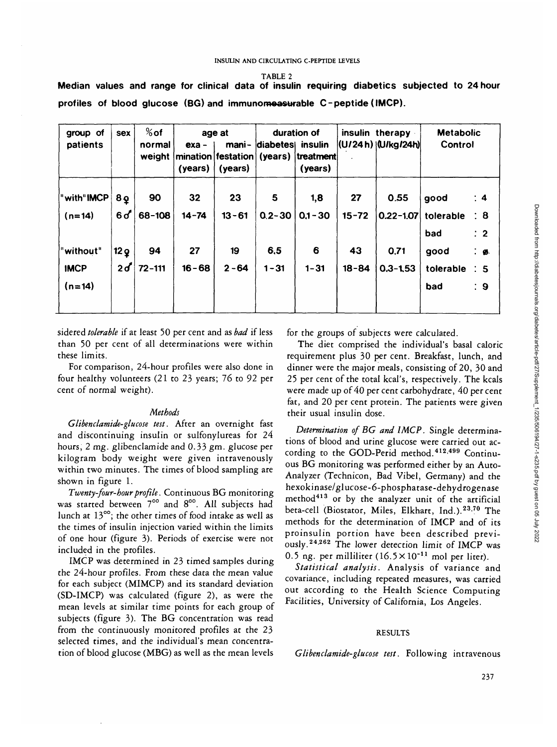TABLE 2

**Median values and range for clinical data of insulin requiring diabetics subjected to 24 hour profiles of blood glucose (BG) and immunomeasurable C-peptide (IMCP).**

| group of patients | sex | % of normal weight | age at examination (years) | age at manifestation (years) | duration of diabetes (years) | duration of insulin treatment (years) | insulin therapy (U/24h) | insulin therapy (U/kg/24h) | Metabolic Control |
|---|---|---|---|---|---|---|---|---|---|
| "with" IMCP (n=14) | 8♀ 6♂ | 90 68-108 | 32 14-74 | 23 13-61 | 5 0.2-30 | 1,8 0.1-30 | 27 15-72 | 0.55 0.22-1.07 | good : 4 tolerable : 8 bad : 2 |
| "without" IMCP (n=14) | 12♀ 2♂ | 94 72-111 | 27 16-68 | 19 2-64 | 6.5 1-31 | 6 1-31 | 43 18-84 | 0.71 0.3-1.53 | good : ø tolerable : 5 bad : 9 |

sidered *tolerable* if at least 50 per cent and as *bad* if less than 50 per cent of all determinations were within these limits.

For comparison, 24-hour profiles were also done in four healthy volunteers (21 to 23 years; 76 to 92 per cent of normal weight).

### *Methods*

*Glibenclamide-glucose test.* After an overnight fast and discontinuing insulin or sulfonylureas for 24 hours, 2 mg. glibenclamide and 0.33 gm. glucose per kilogram body weight were given intravenously within two minutes. The times of blood sampling are shown in figure 1.

*Twenty-four-hour profile.* Continuous BG monitoring was started between $7^{00}$ and $8^{00}$. All subjects had lunch at $13^{00}$; the other times of food intake as well as the times of insulin injection varied within the limits of one hour (figure 3). Periods of exercise were not included in the profiles.

IMCP was determined in 23 timed samples during the 24-hour profiles. From these data the mean value for each subject (MIMCP) and its standard deviation (SD-IMCP) was calculated (figure 2), as were the mean levels at similar time points for each group of subjects (figure 3). The BG concentration was read from the continuously monitored profiles at the 23 selected times, and the individual's mean concentration of blood glucose (MBG) as well as the mean levels for the groups of subjects were calculated.

The diet comprised the individual's basal caloric requirement plus 30 per cent. Breakfast, lunch, and dinner were the major meals, consisting of 20, 30 and 25 per cent of the total kcal's, respectively. The kcals were made up of 40 per cent carbohydrate, 40 per cent fat, and 20 per cent protein. The patients were given their usual insulin dose.

*Determination of BG and IMCP.* Single determinations of blood and urine glucose were carried out according to the GOD-Perid method.[412,499] Continuous BG monitoring was performed either by an Auto-Analyzer (Technicon, Bad Vibel, Germany) and the hexokinase/glucose-6-phosphatase-dehydrogenase method[413] or by the analyzer unit of the artificial beta-cell (Biostator, Miles, Elkhart, Ind.).[23,70] The methods for the determination of IMCP and of its proinsulin portion have been described previously.[24,262] The lower detection limit of IMCP was 0.5 ng. per milliliter ($16.5 \times 10^{-11}$ mol per liter).

*Statistical analysis.* Analysis of variance and covariance, including repeated measures, was carried out according to the Health Science Computing Facilities, University of California, Los Angeles.

## RESULTS

*Glibenclamide-glucose test.* Following intravenous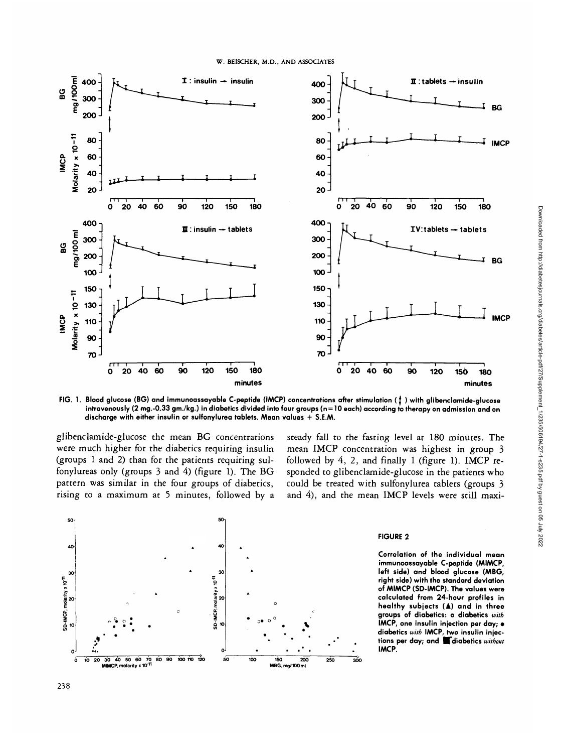FIG. 1. Blood glucose (BG) and immunoassayable C-peptide (IMCP) concentrations after stimulation (↕) with glibenclamide-glucose intravenously (2 mg.-0.33 gm./kg.) in diabetics divided into four groups (n=10 each) according to therapy on admission and on discharge with either insulin or sulfonylurea tablets. Mean values + S.E.M.

glibenclamide-glucose the mean BG concentrations were much higher for the diabetics requiring insulin (groups 1 and 2) than for the patients requiring sulfonylureas only (groups 3 and 4) (figure 1). The BG pattern was similar in the four groups of diabetics, rising to a maximum at 5 minutes, followed by a steady fall to the fasting level at 180 minutes. The mean IMCP concentration was highest in group 3 followed by 4, 2, and finally 1 (figure 1). IMCP responded to glibenclamide-glucose in the patients who could be treated with sulfonylurea tablets (groups 3 and 4), and the mean IMCP levels were still maxi-

FIGURE 2

Correlation of the individual mean immunoassayable C-peptide (MIMCP, left side) and blood glucose (MBG, right side) with the standard deviation of MIMCP (SD-IMCP). The values were calculated from 24-hour profiles in healthy subjects (▲) and in three groups of diabetics: o diabetics *with* IMCP, one insulin injection per day; ● diabetics *with* IMCP, two insulin injections per day; and ■ diabetics *without* IMCP.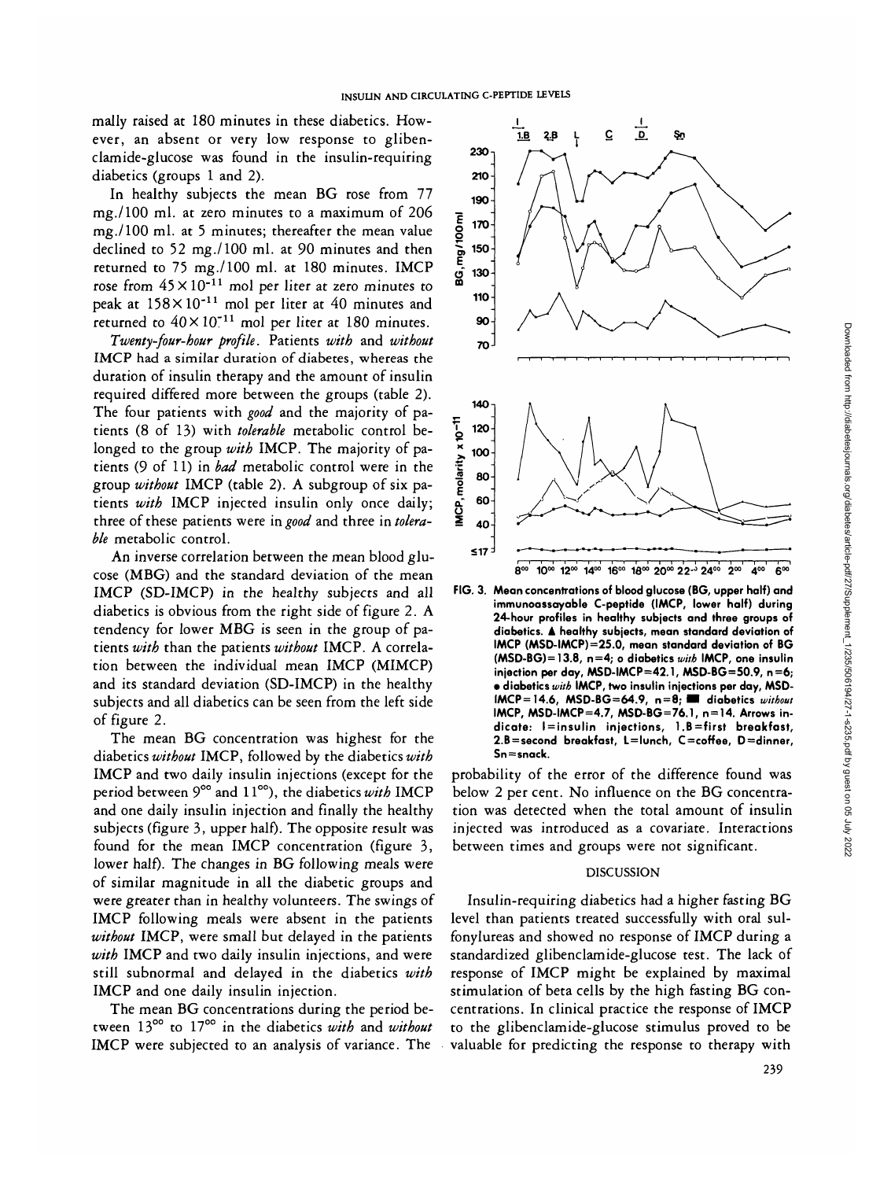mally raised at 180 minutes in these diabetics. However, an absent or very low response to glibenclamide-glucose was found in the insulin-requiring diabetics (groups 1 and 2).

In healthy subjects the mean BG rose from 77 mg./100 ml. at zero minutes to a maximum of 206 mg./100 ml. at 5 minutes; thereafter the mean value declined to 52 mg./100 ml. at 90 minutes and then returned to 75 mg./100 ml. at 180 minutes. IMCP rose from $45 \times 10^{-11}$ mol per liter at zero minutes to peak at $158 \times 10^{-11}$ mol per liter at 40 minutes and returned to $40 \times 10^{-11}$ mol per liter at 180 minutes.

*Twenty-four-hour profile.* Patients *with* and *without* IMCP had a similar duration of diabetes, whereas the duration of insulin therapy and the amount of insulin required differed more between the groups (table 2). The four patients with *good* and the majority of patients (8 of 13) with *tolerable* metabolic control belonged to the group *with* IMCP. The majority of patients (9 of 11) in *bad* metabolic control were in the group *without* IMCP (table 2). A subgroup of six patients *with* IMCP injected insulin only once daily; three of these patients were in *good* and three in *tolerable* metabolic control.

An inverse correlation between the mean blood glucose (MBG) and the standard deviation of the mean IMCP (SD-IMCP) in the healthy subjects and all diabetics is obvious from the right side of figure 2. A tendency for lower MBG is seen in the group of patients *with* than the patients *without* IMCP. A correlation between the individual mean IMCP (MIMCP) and its standard deviation (SD-IMCP) in the healthy subjects and all diabetics can be seen from the left side of figure 2.

The mean BG concentration was highest for the diabetics *without* IMCP, followed by the diabetics *with* IMCP and two daily insulin injections (except for the period between $9^{00}$ and $11^{00}$), the diabetics *with* IMCP and one daily insulin injection and finally the healthy subjects (figure 3, upper half). The opposite result was found for the mean IMCP concentration (figure 3, lower half). The changes in BG following meals were of similar magnitude in all the diabetic groups and were greater than in healthy volunteers. The swings of IMCP following meals were absent in the patients *without* IMCP, were small but delayed in the patients *with* IMCP and two daily insulin injections, and were still subnormal and delayed in the diabetics *with* IMCP and one daily insulin injection.

The mean BG concentrations during the period between $13^{00}$ to $17^{00}$ in the diabetics *with* and *without* IMCP were subjected to an analysis of variance. The probability of the error of the difference found was below 2 per cent. No influence on the BG concentration was detected when the total amount of insulin injected was introduced as a covariate. Interactions between times and groups were not significant.

**FIG. 3. Mean concentrations of blood glucose (BG, upper half) and immunoassayable C-peptide (IMCP, lower half) during 24-hour profiles in healthy subjects and three groups of diabetics. ▲ healthy subjects, mean standard deviation of IMCP (MSD-IMCP) = 25.0, mean standard deviation of BG (MSD-BG) = 13.8, n = 4; o diabetics *with* IMCP, one insulin injection per day, MSD-IMCP = 42.1, MSD-BG = 50.9, n = 6; • diabetics *with* IMCP, two insulin injections per day, MSD-IMCP = 14.6, MSD-BG = 64.9, n = 8; ■ diabetics *without* IMCP, MSD-IMCP = 4.7, MSD-BG = 76.1, n = 14. Arrows indicate: I = insulin injections, 1.B = first breakfast, 2.B = second breakfast, L = lunch, C = coffee, D = dinner, Sn = snack.**

## DISCUSSION

Insulin-requiring diabetics had a higher fasting BG level than patients treated successfully with oral sulfonylureas and showed no response of IMCP during a standardized glibenclamide-glucose test. The lack of response of IMCP might be explained by maximal stimulation of beta cells by the high fasting BG concentrations. In clinical practice the response of IMCP to the glibenclamide-glucose stimulus proved to be valuable for predicting the response to therapy with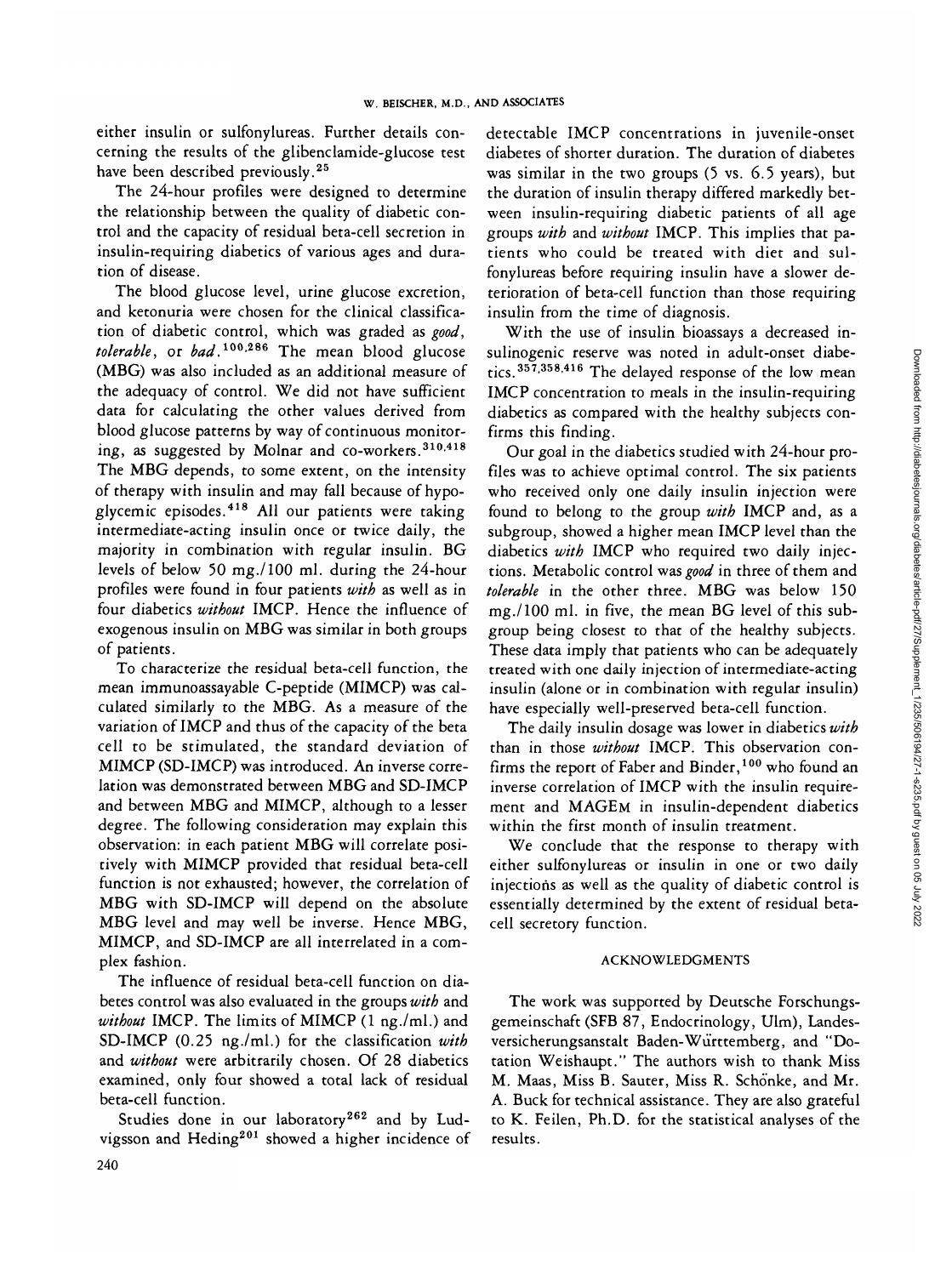either insulin or sulfonylureas. Further details concerning the results of the glibenclamide-glucose test have been described previously.[25]

The 24-hour profiles were designed to determine the relationship between the quality of diabetic control and the capacity of residual beta-cell secretion in insulin-requiring diabetics of various ages and duration of disease.

The blood glucose level, urine glucose excretion, and ketonuria were chosen for the clinical classification of diabetic control, which was graded as *good*, *tolerable*, or *bad*.[100,286] The mean blood glucose (MBG) was also included as an additional measure of the adequacy of control. We did not have sufficient data for calculating the other values derived from blood glucose patterns by way of continuous monitoring, as suggested by Molnar and co-workers.[310,418] The MBG depends, to some extent, on the intensity of therapy with insulin and may fall because of hypoglycemic episodes.[418] All our patients were taking intermediate-acting insulin once or twice daily, the majority in combination with regular insulin. BG levels of below 50 mg./100 ml. during the 24-hour profiles were found in four patients *with* as well as in four diabetics *without* IMCP. Hence the influence of exogenous insulin on MBG was similar in both groups of patients.

To characterize the residual beta-cell function, the mean immunoassayable C-peptide (MIMCP) was calculated similarly to the MBG. As a measure of the variation of IMCP and thus of the capacity of the beta cell to be stimulated, the standard deviation of MIMCP (SD-IMCP) was introduced. An inverse correlation was demonstrated between MBG and SD-IMCP and between MBG and MIMCP, although to a lesser degree. The following consideration may explain this observation: in each patient MBG will correlate positively with MIMCP provided that residual beta-cell function is not exhausted; however, the correlation of MBG with SD-IMCP will depend on the absolute MBG level and may well be inverse. Hence MBG, MIMCP, and SD-IMCP are all interrelated in a complex fashion.

The influence of residual beta-cell function on diabetes control was also evaluated in the groups *with* and *without* IMCP. The limits of MIMCP (1 ng./ml.) and SD-IMCP (0.25 ng./ml.) for the classification *with* and *without* were arbitrarily chosen. Of 28 diabetics examined, only four showed a total lack of residual beta-cell function.

Studies done in our laboratory[262] and by Ludvigsson and Heding[201] showed a higher incidence of detectable IMCP concentrations in juvenile-onset diabetes of shorter duration. The duration of diabetes was similar in the two groups (5 vs. 6.5 years), but the duration of insulin therapy differed markedly between insulin-requiring diabetic patients of all age groups *with* and *without* IMCP. This implies that patients who could be treated with diet and sulfonylureas before requiring insulin have a slower deterioration of beta-cell function than those requiring insulin from the time of diagnosis.

With the use of insulin bioassays a decreased insulinogenic reserve was noted in adult-onset diabetics.[357,358,416] The delayed response of the low mean IMCP concentration to meals in the insulin-requiring diabetics as compared with the healthy subjects confirms this finding.

Our goal in the diabetics studied with 24-hour profiles was to achieve optimal control. The six patients who received only one daily insulin injection were found to belong to the group *with* IMCP and, as a subgroup, showed a higher mean IMCP level than the diabetics *with* IMCP who required two daily injections. Metabolic control was *good* in three of them and *tolerable* in the other three. MBG was below 150 mg./100 ml. in five, the mean BG level of this subgroup being closest to that of the healthy subjects. These data imply that patients who can be adequately treated with one daily injection of intermediate-acting insulin (alone or in combination with regular insulin) have especially well-preserved beta-cell function.

The daily insulin dosage was lower in diabetics *with* than in those *without* IMCP. This observation confirms the report of Faber and Binder,[100] who found an inverse correlation of IMCP with the insulin requirement and MAGEM in insulin-dependent diabetics within the first month of insulin treatment.

We conclude that the response to therapy with either sulfonylureas or insulin in one or two daily injections as well as the quality of diabetic control is essentially determined by the extent of residual beta-cell secretory function.

## ACKNOWLEDGMENTS

The work was supported by Deutsche Forschungsgemeinschaft (SFB 87, Endocrinology, Ulm), Landesversicherungsanstalt Baden-Württemberg, and "Dotation Weishaupt." The authors wish to thank Miss M. Maas, Miss B. Sauter, Miss R. Schönke, and Mr. A. Buck for technical assistance. They are also grateful to K. Feilen, Ph.D. for the statistical analyses of the results.